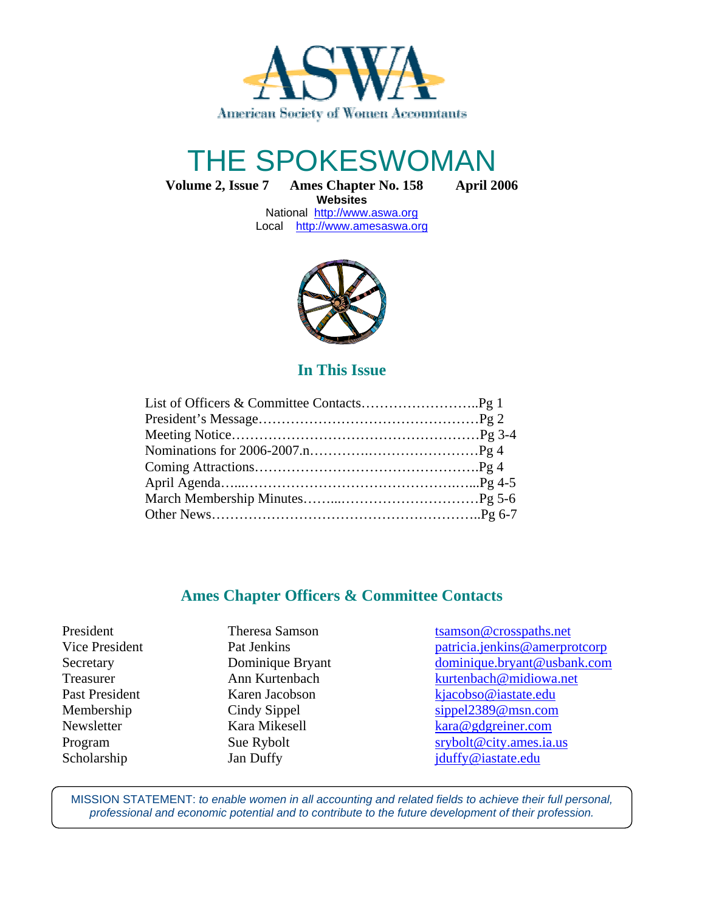# ASWA

American Society of Women Accountants

# THE SPOKESWOMAN

**Volume 2, Issue 7 Ames Chapter No. 158 April 2006**

**Websites**

National http://www.aswa.org
Local http://www.amesaswa.org

## In This Issue

List of Officers & Committee Contacts……………………..Pg 1
President's Message…………………………………………Pg 2
Meeting Notice………………………………………………Pg 3-4
Nominations for 2006-2007.n………….……………………Pg 4
Coming Attractions………………………………………….Pg 4
April Agenda…...……………………………………….…...Pg 4-5
March Membership Minutes……...…………………………Pg 5-6
Other News…………………………………………………..Pg 6-7

## Ames Chapter Officers & Committee Contacts

| | | |
|---|---|---|
| President | Theresa Samson | tsamson@crosspaths.net |
| Vice President | Pat Jenkins | patricia.jenkins@amerprotcorp |
| Secretary | Dominique Bryant | dominique.bryant@usbank.com |
| Treasurer | Ann Kurtenbach | kurtenbach@midiowa.net |
| Past President | Karen Jacobson | kjacobso@iastate.edu |
| Membership | Cindy Sippel | sippel2389@msn.com |
| Newsletter | Kara Mikesell | kara@gdgreiner.com |
| Program | Sue Rybolt | srybolt@city.ames.ia.us |
| Scholarship | Jan Duffy | jduffy@iastate.edu |

MISSION STATEMENT: *to enable women in all accounting and related fields to achieve their full personal, professional and economic potential and to contribute to the future development of their profession.*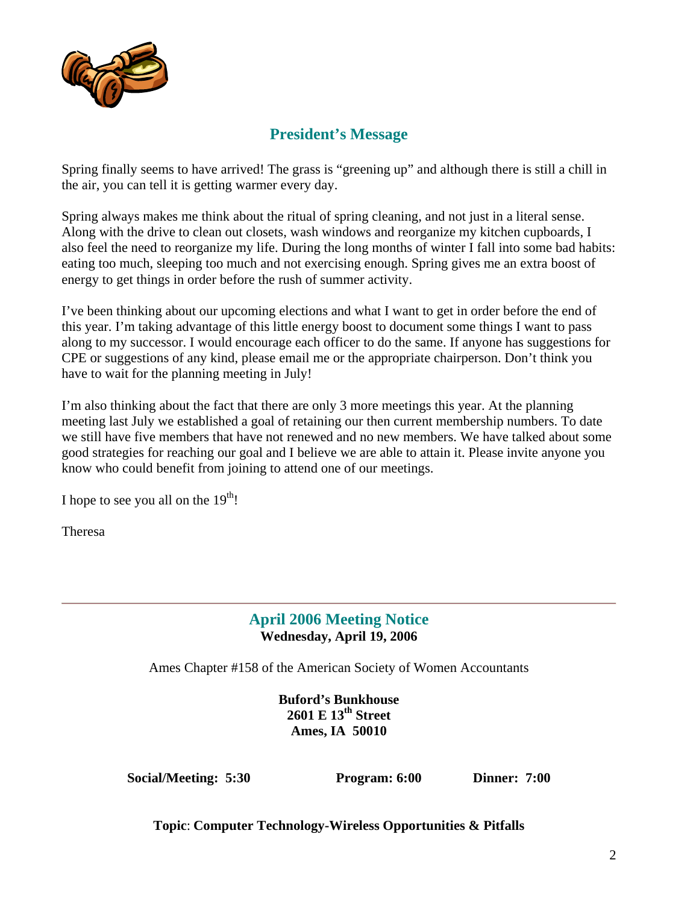## President's Message

Spring finally seems to have arrived! The grass is "greening up" and although there is still a chill in the air, you can tell it is getting warmer every day.

Spring always makes me think about the ritual of spring cleaning, and not just in a literal sense. Along with the drive to clean out closets, wash windows and reorganize my kitchen cupboards, I also feel the need to reorganize my life. During the long months of winter I fall into some bad habits: eating too much, sleeping too much and not exercising enough. Spring gives me an extra boost of energy to get things in order before the rush of summer activity.

I've been thinking about our upcoming elections and what I want to get in order before the end of this year. I'm taking advantage of this little energy boost to document some things I want to pass along to my successor. I would encourage each officer to do the same. If anyone has suggestions for CPE or suggestions of any kind, please email me or the appropriate chairperson. Don't think you have to wait for the planning meeting in July!

I'm also thinking about the fact that there are only 3 more meetings this year. At the planning meeting last July we established a goal of retaining our then current membership numbers. To date we still have five members that have not renewed and no new members. We have talked about some good strategies for reaching our goal and I believe we are able to attain it. Please invite anyone you know who could benefit from joining to attend one of our meetings.

I hope to see you all on the 19th!

Theresa

---

## April 2006 Meeting Notice

**Wednesday, April 19, 2006**

Ames Chapter #158 of the American Society of Women Accountants

**Buford's Bunkhouse**
**2601 E 13th Street**
**Ames, IA 50010**

**Social/Meeting: 5:30** **Program: 6:00** **Dinner: 7:00**

**Topic**: **Computer Technology-Wireless Opportunities & Pitfalls**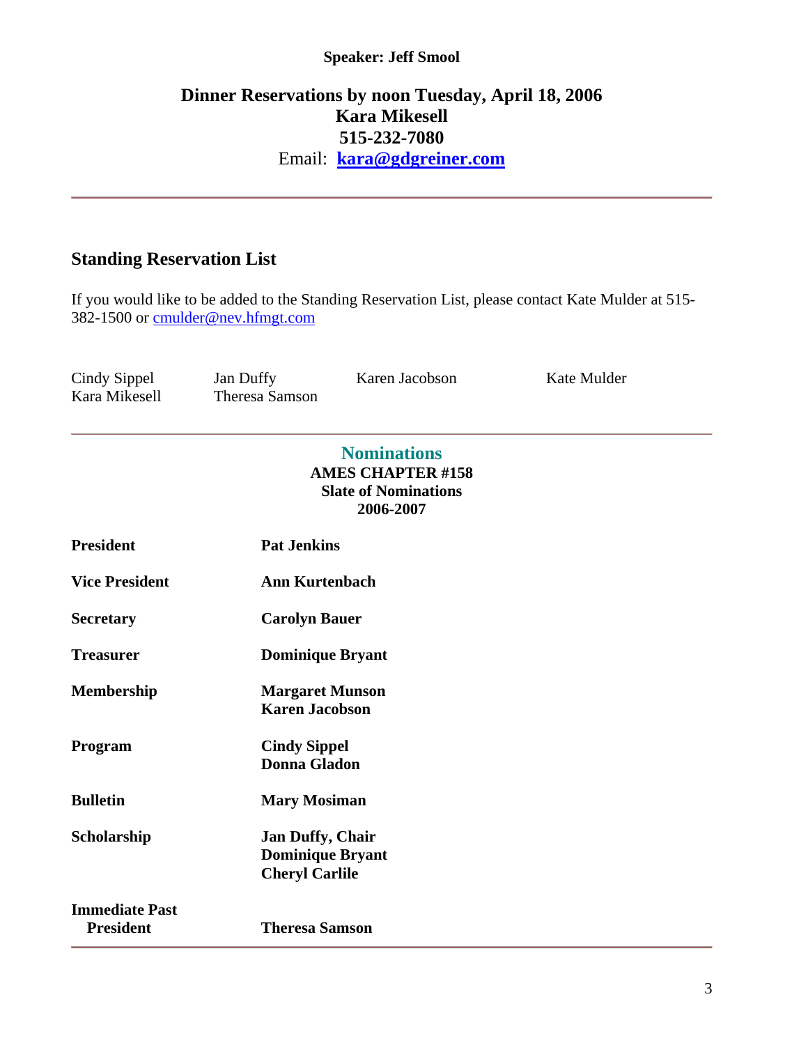**Speaker: Jeff Smool**

**Dinner Reservations by noon Tuesday, April 18, 2006**
**Kara Mikesell**
**515-232-7080**
Email: **kara@gdgreiner.com**

---

## Standing Reservation List

If you would like to be added to the Standing Reservation List, please contact Kate Mulder at 515-382-1500 or cmulder@nev.hfmgt.com

| | | | |
|---|---|---|---|
| Cindy Sippel | Jan Duffy | Karen Jacobson | Kate Mulder |
| Kara Mikesell | Theresa Samson | | |

---

## Nominations

**AMES CHAPTER #158**
**Slate of Nominations**
**2006-2007**

| | |
|---|---|
| **President** | **Pat Jenkins** |
| **Vice President** | **Ann Kurtenbach** |
| **Secretary** | **Carolyn Bauer** |
| **Treasurer** | **Dominique Bryant** |
| **Membership** | **Margaret Munson**<br>**Karen Jacobson** |
| **Program** | **Cindy Sippel**<br>**Donna Gladon** |
| **Bulletin** | **Mary Mosiman** |
| **Scholarship** | **Jan Duffy, Chair**<br>**Dominique Bryant**<br>**Cheryl Carlile** |
| **Immediate Past President** | **Theresa Samson** |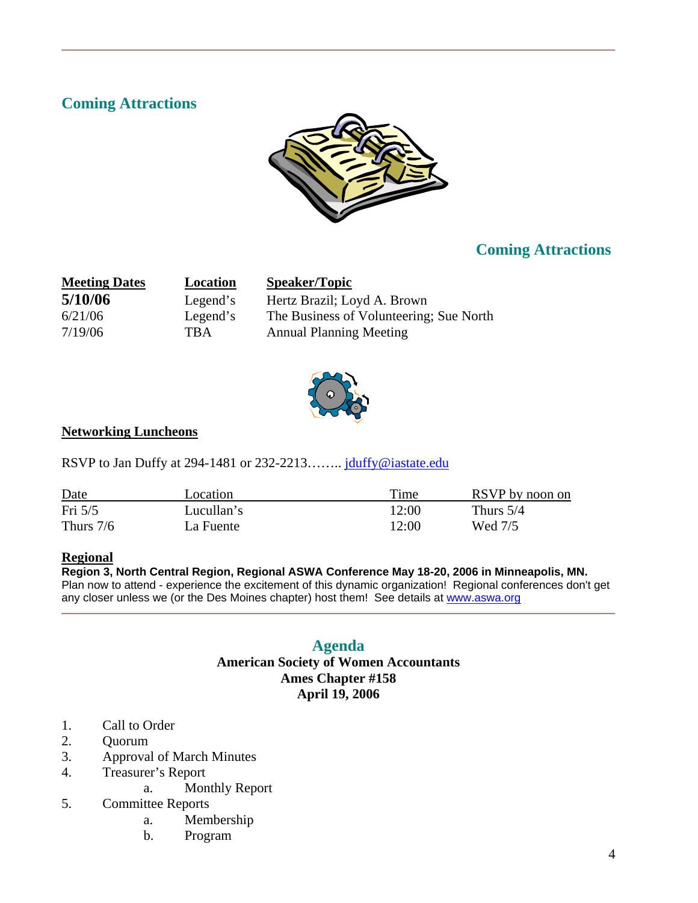## Coming Attractions

## Coming Attractions

| Meeting Dates | Location | Speaker/Topic |
|---|---|---|
| **5/10/06** | Legend's | Hertz Brazil; Loyd A. Brown |
| 6/21/06 | Legend's | The Business of Volunteering; Sue North |
| 7/19/06 | TBA | Annual Planning Meeting |

**Networking Luncheons**

RSVP to Jan Duffy at 294-1481 or 232-2213…….. jduffy@iastate.edu

| Date | Location | Time | RSVP by noon on |
|---|---|---|---|
| Fri 5/5 | Lucullan's | 12:00 | Thurs 5/4 |
| Thurs 7/6 | La Fuente | 12:00 | Wed 7/5 |

**Regional**

**Region 3, North Central Region, Regional ASWA Conference May 18-20, 2006 in Minneapolis, MN.**
Plan now to attend - experience the excitement of this dynamic organization! Regional conferences don't get any closer unless we (or the Des Moines chapter) host them! See details at www.aswa.org

## Agenda

**American Society of Women Accountants**
**Ames Chapter #158**
**April 19, 2006**

1. Call to Order
2. Quorum
3. Approval of March Minutes
4. Treasurer's Report
   a. Monthly Report
5. Committee Reports
   a. Membership
   b. Program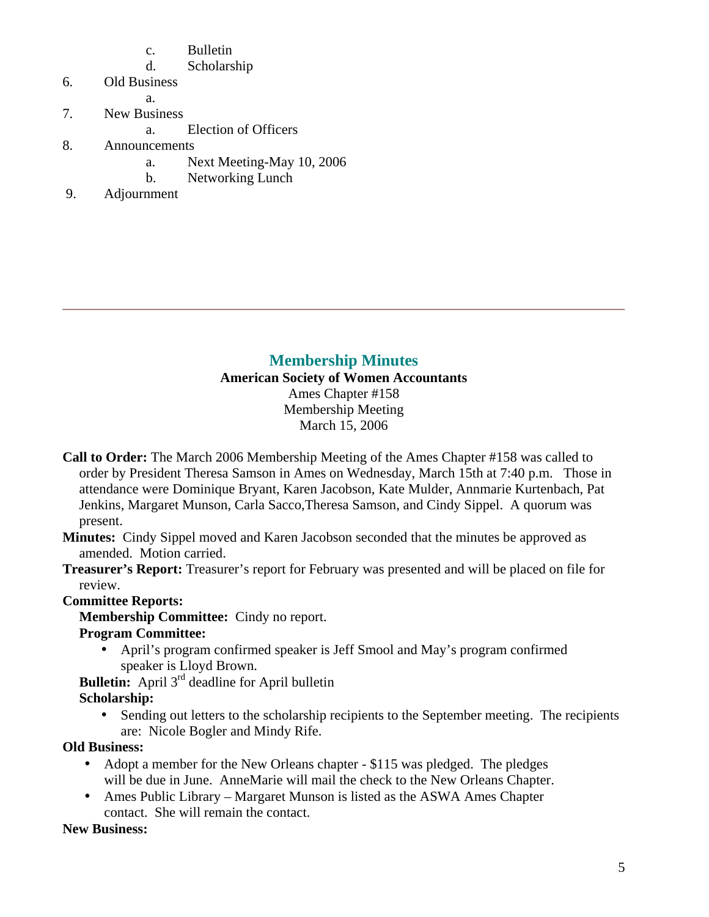c. Bulletin
    d. Scholarship

6. Old Business
    a.
7. New Business
    a. Election of Officers
8. Announcements
    a. Next Meeting-May 10, 2006
    b. Networking Lunch
9. Adjournment

---

## Membership Minutes

**American Society of Women Accountants**
Ames Chapter #158
Membership Meeting
March 15, 2006

**Call to Order:** The March 2006 Membership Meeting of the Ames Chapter #158 was called to order by President Theresa Samson in Ames on Wednesday, March 15th at 7:40 p.m. Those in attendance were Dominique Bryant, Karen Jacobson, Kate Mulder, Annmarie Kurtenbach, Pat Jenkins, Margaret Munson, Carla Sacco,Theresa Samson, and Cindy Sippel. A quorum was present.

**Minutes:** Cindy Sippel moved and Karen Jacobson seconded that the minutes be approved as amended. Motion carried.

**Treasurer's Report:** Treasurer's report for February was presented and will be placed on file for review.

**Committee Reports:**

**Membership Committee:** Cindy no report.

**Program Committee:**

- April's program confirmed speaker is Jeff Smool and May's program confirmed speaker is Lloyd Brown.

**Bulletin:** April 3rd deadline for April bulletin

**Scholarship:**

- Sending out letters to the scholarship recipients to the September meeting. The recipients are: Nicole Bogler and Mindy Rife.

**Old Business:**

- Adopt a member for the New Orleans chapter - $115 was pledged. The pledges will be due in June. AnneMarie will mail the check to the New Orleans Chapter.
- Ames Public Library – Margaret Munson is listed as the ASWA Ames Chapter contact. She will remain the contact.

**New Business:**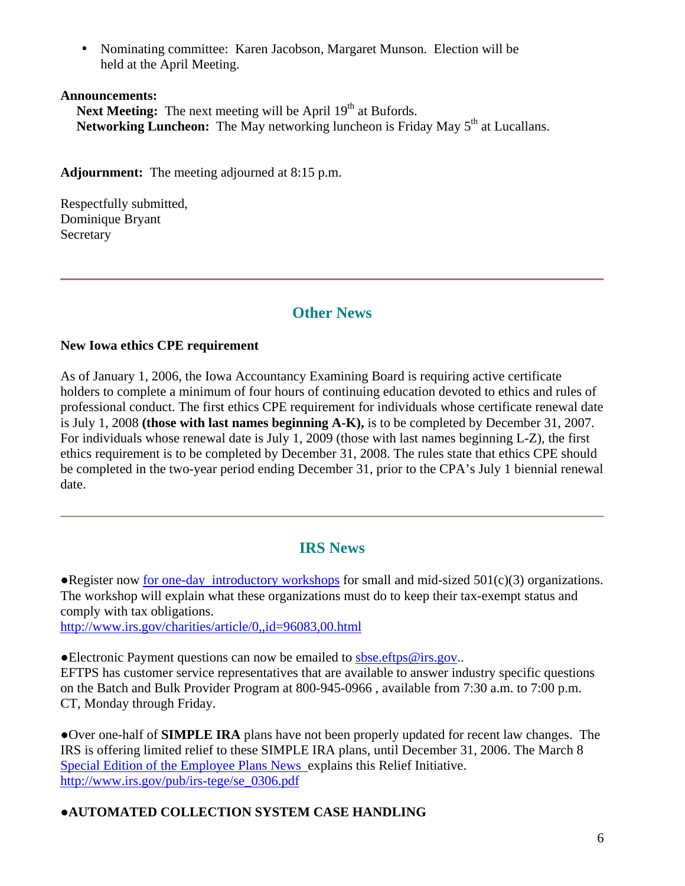- Nominating committee: Karen Jacobson, Margaret Munson. Election will be held at the April Meeting.

**Announcements:**

**Next Meeting:** The next meeting will be April 19th at Bufords.
**Networking Luncheon:** The May networking luncheon is Friday May 5th at Lucallans.

**Adjournment:** The meeting adjourned at 8:15 p.m.

Respectfully submitted,
Dominique Bryant
Secretary

---

## Other News

**New Iowa ethics CPE requirement**

As of January 1, 2006, the Iowa Accountancy Examining Board is requiring active certificate holders to complete a minimum of four hours of continuing education devoted to ethics and rules of professional conduct. The first ethics CPE requirement for individuals whose certificate renewal date is July 1, 2008 **(those with last names beginning A-K),** is to be completed by December 31, 2007. For individuals whose renewal date is July 1, 2009 (those with last names beginning L-Z), the first ethics requirement is to be completed by December 31, 2008. The rules state that ethics CPE should be completed in the two-year period ending December 31, prior to the CPA's July 1 biennial renewal date.

---

## IRS News

●Register now for one-day introductory workshops for small and mid-sized 501(c)(3) organizations. The workshop will explain what these organizations must do to keep their tax-exempt status and comply with tax obligations.
http://www.irs.gov/charities/article/0,,id=96083,00.html

●Electronic Payment questions can now be emailed to sbse.eftps@irs.gov..
EFTPS has customer service representatives that are available to answer industry specific questions on the Batch and Bulk Provider Program at 800-945-0966 , available from 7:30 a.m. to 7:00 p.m. CT, Monday through Friday.

●Over one-half of **SIMPLE IRA** plans have not been properly updated for recent law changes. The IRS is offering limited relief to these SIMPLE IRA plans, until December 31, 2006. The March 8 Special Edition of the Employee Plans News explains this Relief Initiative.
http://www.irs.gov/pub/irs-tege/se_0306.pdf

**●AUTOMATED COLLECTION SYSTEM CASE HANDLING**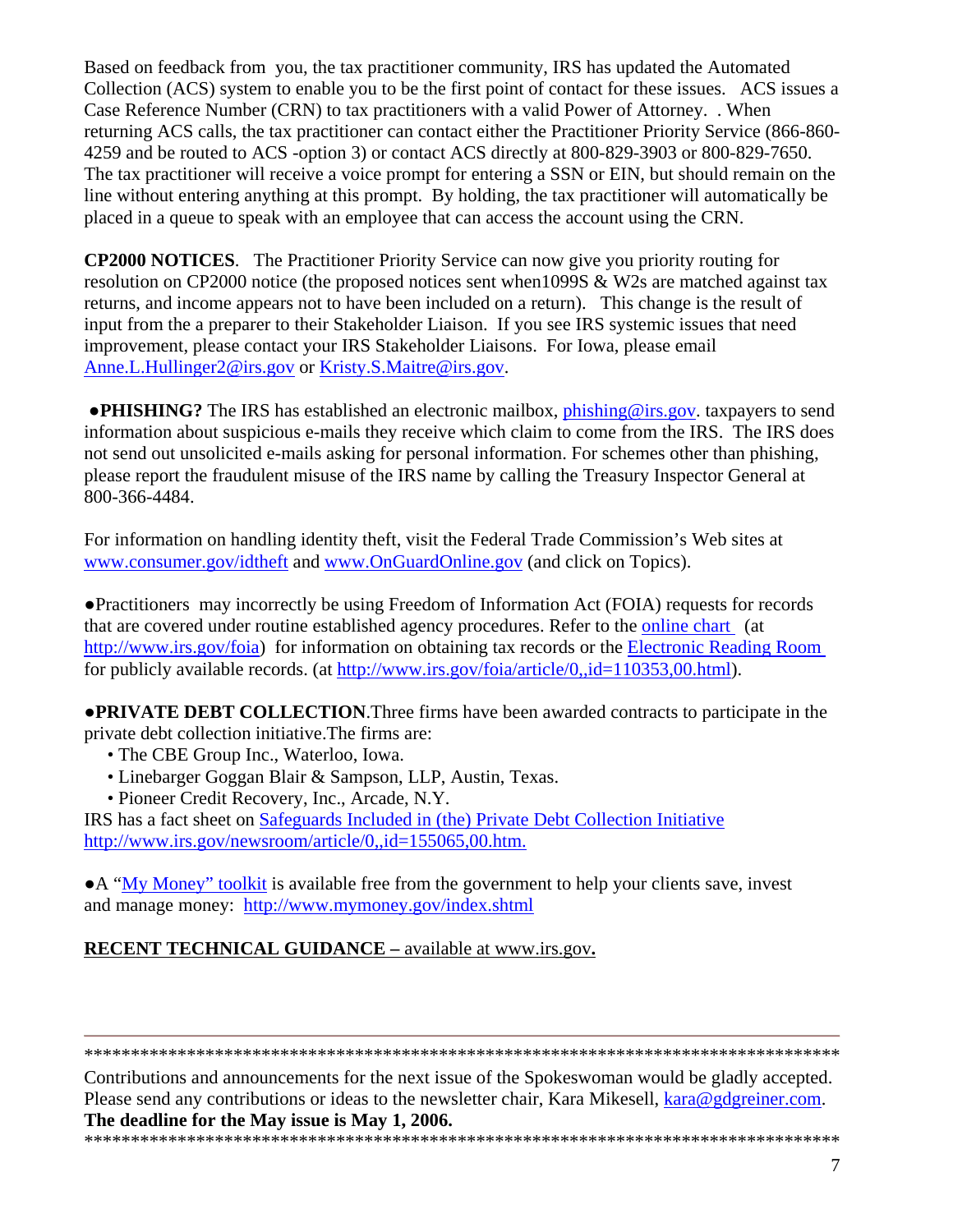Based on feedback from you, the tax practitioner community, IRS has updated the Automated Collection (ACS) system to enable you to be the first point of contact for these issues. ACS issues a Case Reference Number (CRN) to tax practitioners with a valid Power of Attorney. . When returning ACS calls, the tax practitioner can contact either the Practitioner Priority Service (866-860-4259 and be routed to ACS -option 3) or contact ACS directly at 800-829-3903 or 800-829-7650. The tax practitioner will receive a voice prompt for entering a SSN or EIN, but should remain on the line without entering anything at this prompt. By holding, the tax practitioner will automatically be placed in a queue to speak with an employee that can access the account using the CRN.

**CP2000 NOTICES**. The Practitioner Priority Service can now give you priority routing for resolution on CP2000 notice (the proposed notices sent when1099S & W2s are matched against tax returns, and income appears not to have been included on a return). This change is the result of input from the a preparer to their Stakeholder Liaison. If you see IRS systemic issues that need improvement, please contact your IRS Stakeholder Liaisons. For Iowa, please email Anne.L.Hullinger2@irs.gov or Kristy.S.Maitre@irs.gov.

●**PHISHING?** The IRS has established an electronic mailbox, phishing@irs.gov. taxpayers to send information about suspicious e-mails they receive which claim to come from the IRS. The IRS does not send out unsolicited e-mails asking for personal information. For schemes other than phishing, please report the fraudulent misuse of the IRS name by calling the Treasury Inspector General at 800-366-4484.

For information on handling identity theft, visit the Federal Trade Commission's Web sites at www.consumer.gov/idtheft and www.OnGuardOnline.gov (and click on Topics).

●Practitioners may incorrectly be using Freedom of Information Act (FOIA) requests for records that are covered under routine established agency procedures. Refer to the online chart (at http://www.irs.gov/foia) for information on obtaining tax records or the Electronic Reading Room for publicly available records. (at http://www.irs.gov/foia/article/0,,id=110353,00.html).

●**PRIVATE DEBT COLLECTION**.Three firms have been awarded contracts to participate in the private debt collection initiative.The firms are:

- The CBE Group Inc., Waterloo, Iowa.
- Linebarger Goggan Blair & Sampson, LLP, Austin, Texas.
- Pioneer Credit Recovery, Inc., Arcade, N.Y.

IRS has a fact sheet on Safeguards Included in (the) Private Debt Collection Initiative http://www.irs.gov/newsroom/article/0,,id=155065,00.htm.

●A "My Money" toolkit is available free from the government to help your clients save, invest and manage money: http://www.mymoney.gov/index.shtml

**RECENT TECHNICAL GUIDANCE –** available at www.irs.gov**.**

---

************************************************************************************

Contributions and announcements for the next issue of the Spokeswoman would be gladly accepted. Please send any contributions or ideas to the newsletter chair, Kara Mikesell, kara@gdgreiner.com.
**The deadline for the May issue is May 1, 2006.**

************************************************************************************